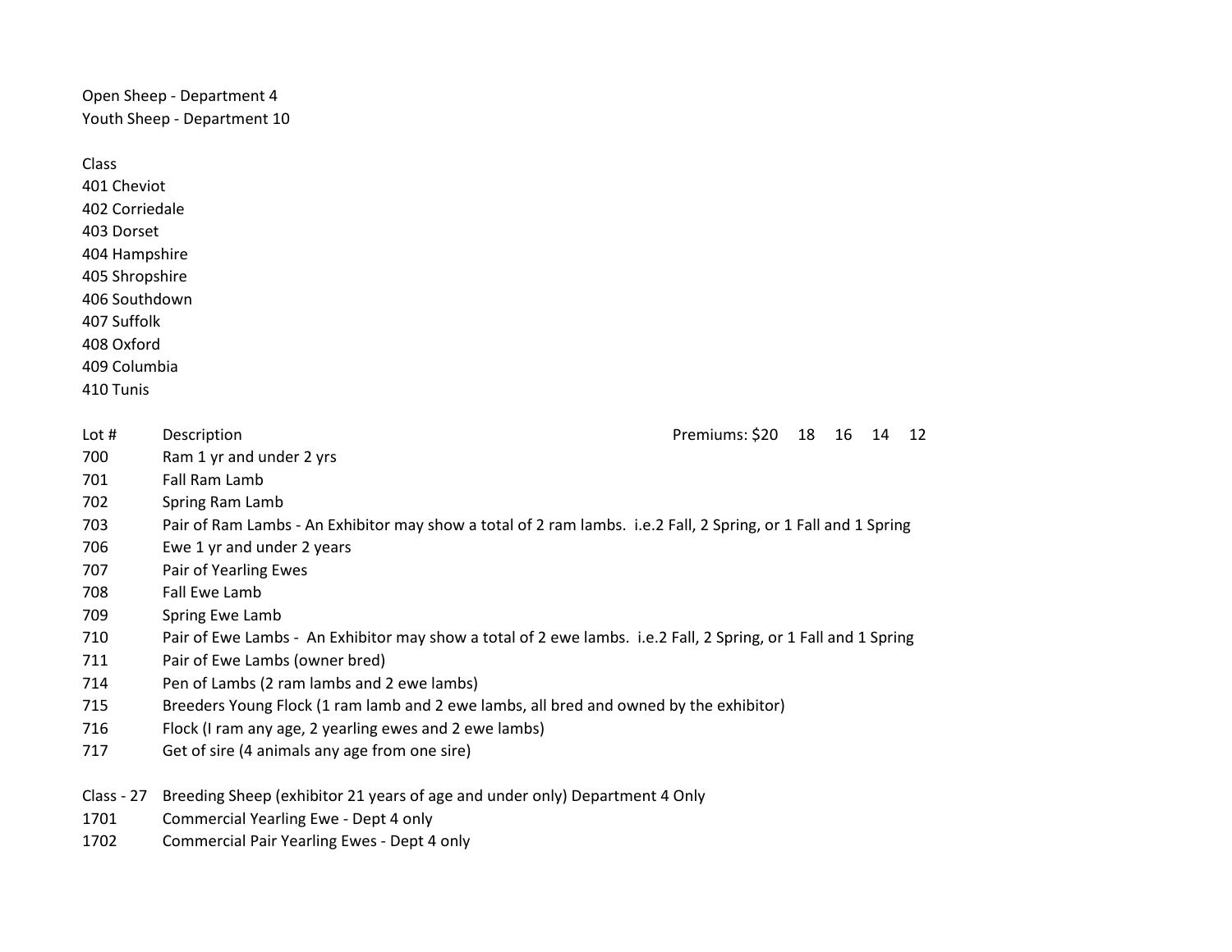Open Sheep - Department 4
Youth Sheep - Department 10

Class
401 Cheviot
402 Corriedale
403 Dorset
404 Hampshire
405 Shropshire
406 Southdown
407 Suffolk
408 Oxford
409 Columbia
410 Tunis

| Lot # | Description | Premiums: $20 18 16 14 12 |
|---|---|---|
| 700 | Ram 1 yr and under 2 yrs | |
| 701 | Fall Ram Lamb | |
| 702 | Spring Ram Lamb | |
| 703 | Pair of Ram Lambs - An Exhibitor may show a total of 2 ram lambs. i.e.2 Fall, 2 Spring, or 1 Fall and 1 Spring | |
| 706 | Ewe 1 yr and under 2 years | |
| 707 | Pair of Yearling Ewes | |
| 708 | Fall Ewe Lamb | |
| 709 | Spring Ewe Lamb | |
| 710 | Pair of Ewe Lambs - An Exhibitor may show a total of 2 ewe lambs. i.e.2 Fall, 2 Spring, or 1 Fall and 1 Spring | |
| 711 | Pair of Ewe Lambs (owner bred) | |
| 714 | Pen of Lambs (2 ram lambs and 2 ewe lambs) | |
| 715 | Breeders Young Flock (1 ram lamb and 2 ewe lambs, all bred and owned by the exhibitor) | |
| 716 | Flock (I ram any age, 2 yearling ewes and 2 ewe lambs) | |
| 717 | Get of sire (4 animals any age from one sire) | |

| | |
|---|---|
| Class - 27 | Breeding Sheep (exhibitor 21 years of age and under only) Department 4 Only |
| 1701 | Commercial Yearling Ewe - Dept 4 only |
| 1702 | Commercial Pair Yearling Ewes - Dept 4 only |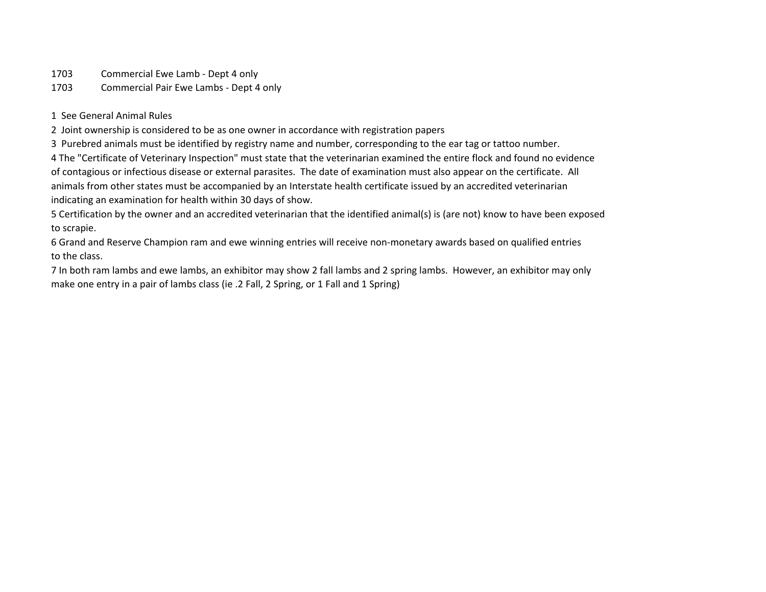1703 Commercial Ewe Lamb - Dept 4 only
1703 Commercial Pair Ewe Lambs - Dept 4 only

1 See General Animal Rules
2 Joint ownership is considered to be as one owner in accordance with registration papers
3 Purebred animals must be identified by registry name and number, corresponding to the ear tag or tattoo number.
4 The "Certificate of Veterinary Inspection" must state that the veterinarian examined the entire flock and found no evidence of contagious or infectious disease or external parasites. The date of examination must also appear on the certificate. All animals from other states must be accompanied by an Interstate health certificate issued by an accredited veterinarian indicating an examination for health within 30 days of show.
5 Certification by the owner and an accredited veterinarian that the identified animal(s) is (are not) know to have been exposed to scrapie.
6 Grand and Reserve Champion ram and ewe winning entries will receive non-monetary awards based on qualified entries to the class.
7 In both ram lambs and ewe lambs, an exhibitor may show 2 fall lambs and 2 spring lambs. However, an exhibitor may only make one entry in a pair of lambs class (ie .2 Fall, 2 Spring, or 1 Fall and 1 Spring)